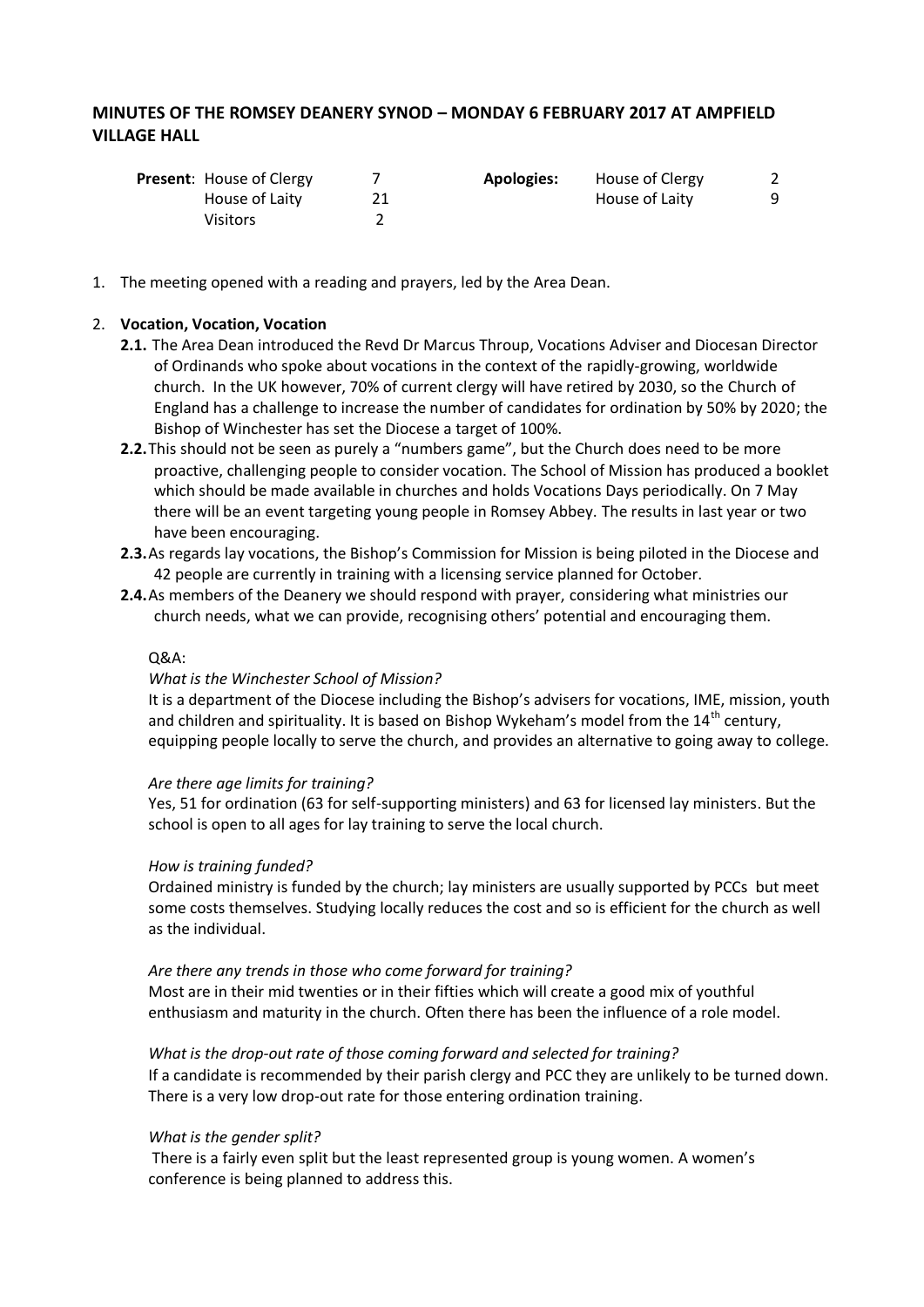## MINUTES OF THE ROMSEY DEANERY SYNOD – MONDAY 6 FEBRUARY 2017 AT AMPFIELD VILLAGE HALL

| **Present**: | | | **Apologies:** | | |
|---|---|---|---|---|---|
| | House of Clergy | 7 | | House of Clergy | 2 |
| | House of Laity | 21 | | House of Laity | 9 |
| | Visitors | 2 | | | |

1. The meeting opened with a reading and prayers, led by the Area Dean.

2. **Vocation, Vocation, Vocation**
   - **2.1.** The Area Dean introduced the Revd Dr Marcus Throup, Vocations Adviser and Diocesan Director of Ordinands who spoke about vocations in the context of the rapidly-growing, worldwide church. In the UK however, 70% of current clergy will have retired by 2030, so the Church of England has a challenge to increase the number of candidates for ordination by 50% by 2020; the Bishop of Winchester has set the Diocese a target of 100%.
   - **2.2.** This should not be seen as purely a "numbers game", but the Church does need to be more proactive, challenging people to consider vocation. The School of Mission has produced a booklet which should be made available in churches and holds Vocations Days periodically. On 7 May there will be an event targeting young people in Romsey Abbey. The results in last year or two have been encouraging.
   - **2.3.** As regards lay vocations, the Bishop's Commission for Mission is being piloted in the Diocese and 42 people are currently in training with a licensing service planned for October.
   - **2.4.** As members of the Deanery we should respond with prayer, considering what ministries our church needs, what we can provide, recognising others' potential and encouraging them.

   Q&A:

   *What is the Winchester School of Mission?*
   It is a department of the Diocese including the Bishop's advisers for vocations, IME, mission, youth and children and spirituality. It is based on Bishop Wykeham's model from the 14th century, equipping people locally to serve the church, and provides an alternative to going away to college.

   *Are there age limits for training?*
   Yes, 51 for ordination (63 for self-supporting ministers) and 63 for licensed lay ministers. But the school is open to all ages for lay training to serve the local church.

   *How is training funded?*
   Ordained ministry is funded by the church; lay ministers are usually supported by PCCs but meet some costs themselves. Studying locally reduces the cost and so is efficient for the church as well as the individual.

   *Are there any trends in those who come forward for training?*
   Most are in their mid twenties or in their fifties which will create a good mix of youthful enthusiasm and maturity in the church. Often there has been the influence of a role model.

   *What is the drop-out rate of those coming forward and selected for training?*
   If a candidate is recommended by their parish clergy and PCC they are unlikely to be turned down. There is a very low drop-out rate for those entering ordination training.

   *What is the gender split?*
   There is a fairly even split but the least represented group is young women. A women's conference is being planned to address this.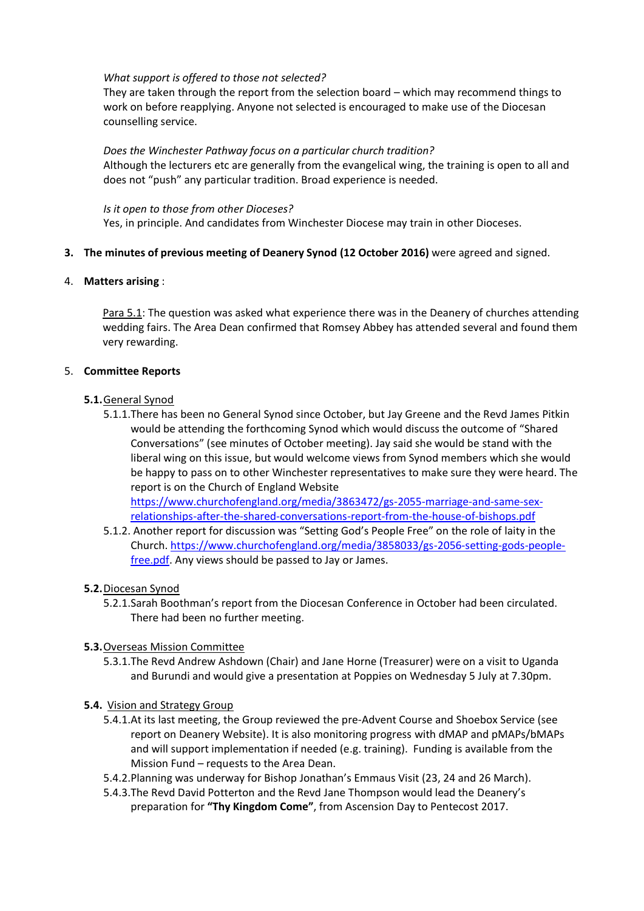*What support is offered to those not selected?*
They are taken through the report from the selection board – which may recommend things to work on before reapplying. Anyone not selected is encouraged to make use of the Diocesan counselling service.

*Does the Winchester Pathway focus on a particular church tradition?*
Although the lecturers etc are generally from the evangelical wing, the training is open to all and does not "push" any particular tradition. Broad experience is needed.

*Is it open to those from other Dioceses?*
Yes, in principle. And candidates from Winchester Diocese may train in other Dioceses.

3. **The minutes of previous meeting of Deanery Synod (12 October 2016)** were agreed and signed.

4. **Matters arising** :

   Para 5.1: The question was asked what experience there was in the Deanery of churches attending wedding fairs. The Area Dean confirmed that Romsey Abbey has attended several and found them very rewarding.

5. **Committee Reports**

   **5.1.** General Synod

   5.1.1. There has been no General Synod since October, but Jay Greene and the Revd James Pitkin would be attending the forthcoming Synod which would discuss the outcome of "Shared Conversations" (see minutes of October meeting). Jay said she would be stand with the liberal wing on this issue, but would welcome views from Synod members which she would be happy to pass on to other Winchester representatives to make sure they were heard. The report is on the Church of England Website https://www.churchofengland.org/media/3863472/gs-2055-marriage-and-same-sex-relationships-after-the-shared-conversations-report-from-the-house-of-bishops.pdf

   5.1.2. Another report for discussion was "Setting God's People Free" on the role of laity in the Church. https://www.churchofengland.org/media/3858033/gs-2056-setting-gods-people-free.pdf. Any views should be passed to Jay or James.

   **5.2.** Diocesan Synod

   5.2.1. Sarah Boothman's report from the Diocesan Conference in October had been circulated. There had been no further meeting.

   **5.3.** Overseas Mission Committee

   5.3.1. The Revd Andrew Ashdown (Chair) and Jane Horne (Treasurer) were on a visit to Uganda and Burundi and would give a presentation at Poppies on Wednesday 5 July at 7.30pm.

   **5.4.** Vision and Strategy Group

   5.4.1. At its last meeting, the Group reviewed the pre-Advent Course and Shoebox Service (see report on Deanery Website). It is also monitoring progress with dMAP and pMAPs/bMAPs and will support implementation if needed (e.g. training). Funding is available from the Mission Fund – requests to the Area Dean.

   5.4.2. Planning was underway for Bishop Jonathan's Emmaus Visit (23, 24 and 26 March).

   5.4.3. The Revd David Potterton and the Revd Jane Thompson would lead the Deanery's preparation for **"Thy Kingdom Come"**, from Ascension Day to Pentecost 2017.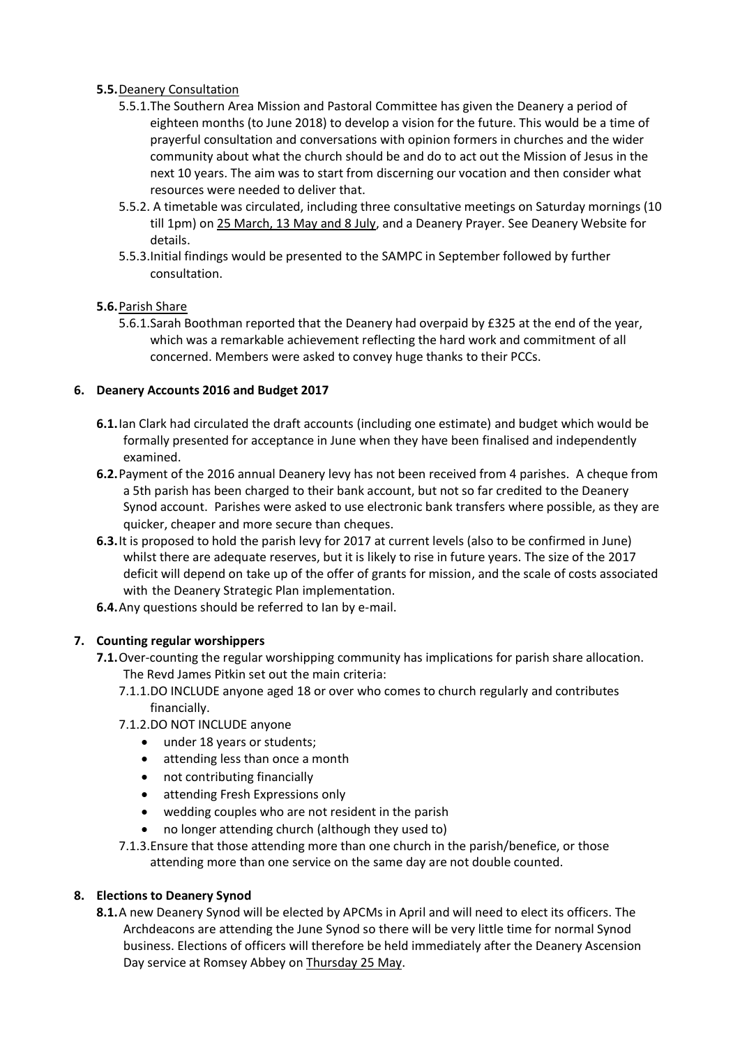**5.5.** <u>Deanery Consultation</u>

5.5.1. The Southern Area Mission and Pastoral Committee has given the Deanery a period of eighteen months (to June 2018) to develop a vision for the future. This would be a time of prayerful consultation and conversations with opinion formers in churches and the wider community about what the church should be and do to act out the Mission of Jesus in the next 10 years. The aim was to start from discerning our vocation and then consider what resources were needed to deliver that.

5.5.2. A timetable was circulated, including three consultative meetings on Saturday mornings (10 till 1pm) on <u>25 March, 13 May and 8 July</u>, and a Deanery Prayer. See Deanery Website for details.

5.5.3. Initial findings would be presented to the SAMPC in September followed by further consultation.

**5.6.** <u>Parish Share</u>

5.6.1. Sarah Boothman reported that the Deanery had overpaid by £325 at the end of the year, which was a remarkable achievement reflecting the hard work and commitment of all concerned. Members were asked to convey huge thanks to their PCCs.

## 6. Deanery Accounts 2016 and Budget 2017

**6.1.** Ian Clark had circulated the draft accounts (including one estimate) and budget which would be formally presented for acceptance in June when they have been finalised and independently examined.

**6.2.** Payment of the 2016 annual Deanery levy has not been received from 4 parishes. A cheque from a 5th parish has been charged to their bank account, but not so far credited to the Deanery Synod account. Parishes were asked to use electronic bank transfers where possible, as they are quicker, cheaper and more secure than cheques.

**6.3.** It is proposed to hold the parish levy for 2017 at current levels (also to be confirmed in June) whilst there are adequate reserves, but it is likely to rise in future years. The size of the 2017 deficit will depend on take up of the offer of grants for mission, and the scale of costs associated with the Deanery Strategic Plan implementation.

**6.4.** Any questions should be referred to Ian by e-mail.

## 7. Counting regular worshippers

**7.1.** Over-counting the regular worshipping community has implications for parish share allocation. The Revd James Pitkin set out the main criteria:

7.1.1. DO INCLUDE anyone aged 18 or over who comes to church regularly and contributes financially.

7.1.2. DO NOT INCLUDE anyone

- under 18 years or students;
- attending less than once a month
- not contributing financially
- attending Fresh Expressions only
- wedding couples who are not resident in the parish
- no longer attending church (although they used to)

7.1.3. Ensure that those attending more than one church in the parish/benefice, or those attending more than one service on the same day are not double counted.

## 8. Elections to Deanery Synod

**8.1.** A new Deanery Synod will be elected by APCMs in April and will need to elect its officers. The Archdeacons are attending the June Synod so there will be very little time for normal Synod business. Elections of officers will therefore be held immediately after the Deanery Ascension Day service at Romsey Abbey on <u>Thursday 25 May</u>.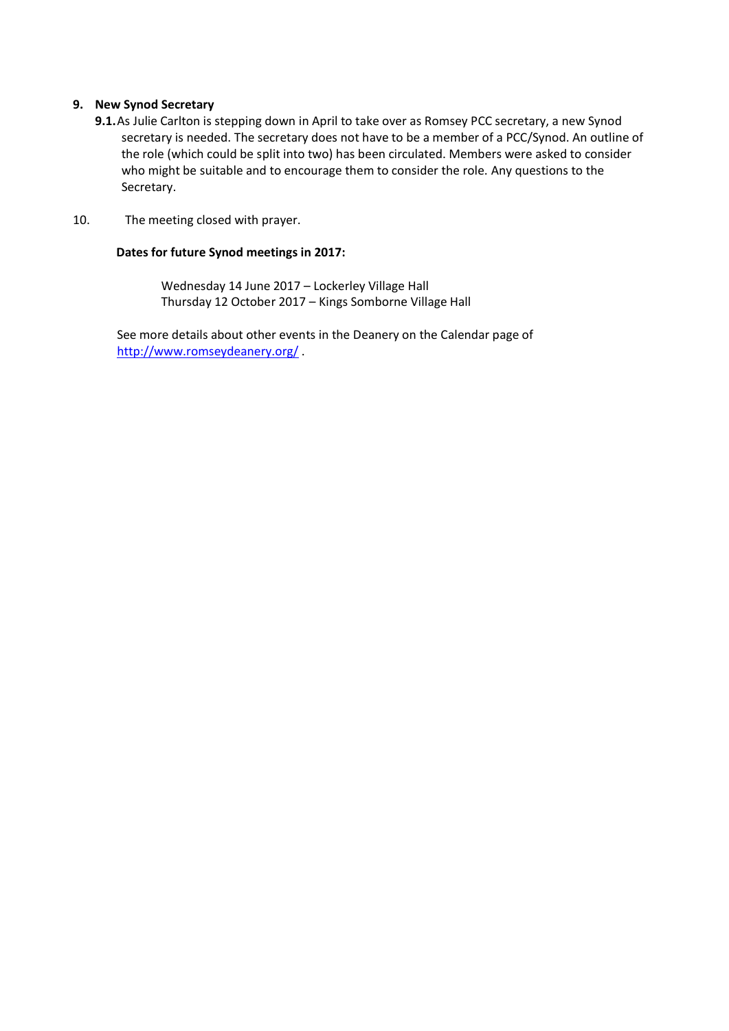9. **New Synod Secretary**

   **9.1.** As Julie Carlton is stepping down in April to take over as Romsey PCC secretary, a new Synod secretary is needed. The secretary does not have to be a member of a PCC/Synod. An outline of the role (which could be split into two) has been circulated. Members were asked to consider who might be suitable and to encourage them to consider the role. Any questions to the Secretary.

10. The meeting closed with prayer.

**Dates for future Synod meetings in 2017:**

Wednesday 14 June 2017 – Lockerley Village Hall
Thursday 12 October 2017 – Kings Somborne Village Hall

See more details about other events in the Deanery on the Calendar page of http://www.romseydeanery.org/ .